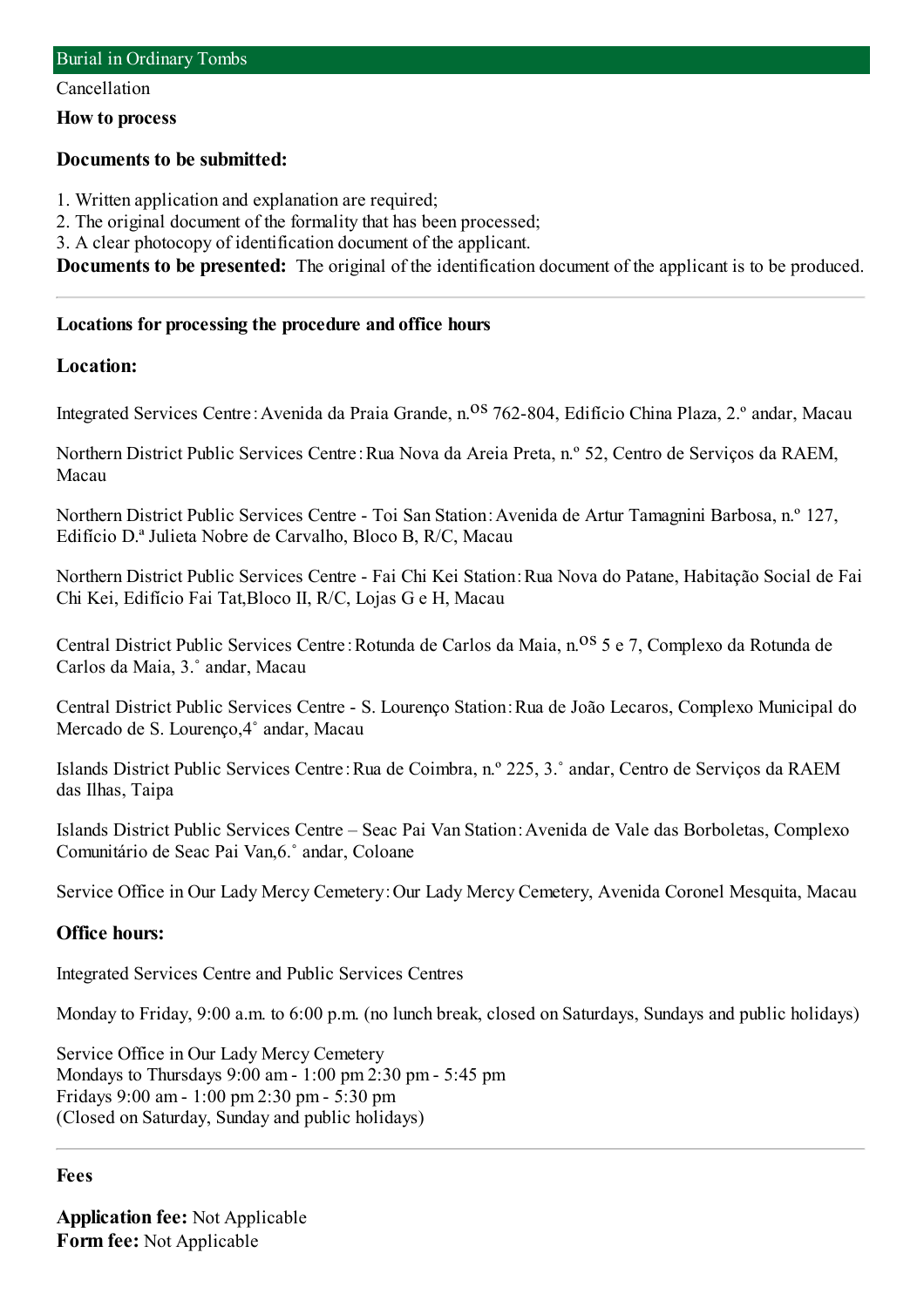## Burial in Ordinary Tombs

Cancellation

### How to process

### Documents to be submitted:

1. Written application and explanation are required;
2. The original document of the formality that has been processed;
3. A clear photocopy of identification document of the applicant.

**Documents to be presented:** The original of the identification document of the applicant is to be produced.

---

#### Locations for processing the procedure and office hours

### Location:

Integrated Services Centre : Avenida da Praia Grande, n.os 762-804, Edifício China Plaza, 2.º andar, Macau

Northern District Public Services Centre : Rua Nova da Areia Preta, n.º 52, Centro de Serviços da RAEM, Macau

Northern District Public Services Centre - Toi San Station : Avenida de Artur Tamagnini Barbosa, n.º 127, Edifício D.ª Julieta Nobre de Carvalho, Bloco B, R/C, Macau

Northern District Public Services Centre - Fai Chi Kei Station : Rua Nova do Patane, Habitação Social de Fai Chi Kei, Edifício Fai Tat,Bloco II, R/C, Lojas G e H, Macau

Central District Public Services Centre : Rotunda de Carlos da Maia, n.os 5 e 7, Complexo da Rotunda de Carlos da Maia, 3.˚ andar, Macau

Central District Public Services Centre - S. Lourenço Station : Rua de João Lecaros, Complexo Municipal do Mercado de S. Lourenço,4˚ andar, Macau

Islands District Public Services Centre : Rua de Coimbra, n.º 225, 3.˚ andar, Centro de Serviços da RAEM das Ilhas, Taipa

Islands District Public Services Centre – Seac Pai Van Station : Avenida de Vale das Borboletas, Complexo Comunitário de Seac Pai Van,6.˚ andar, Coloane

Service Office in Our Lady Mercy Cemetery : Our Lady Mercy Cemetery, Avenida Coronel Mesquita, Macau

### Office hours:

Integrated Services Centre and Public Services Centres

Monday to Friday, 9:00 a.m. to 6:00 p.m. (no lunch break, closed on Saturdays, Sundays and public holidays)

Service Office in Our Lady Mercy Cemetery
Mondays to Thursdays 9:00 am - 1:00 pm 2:30 pm - 5:45 pm
Fridays 9:00 am - 1:00 pm 2:30 pm - 5:30 pm
(Closed on Saturday, Sunday and public holidays)

---

#### Fees

**Application fee:** Not Applicable
**Form fee:** Not Applicable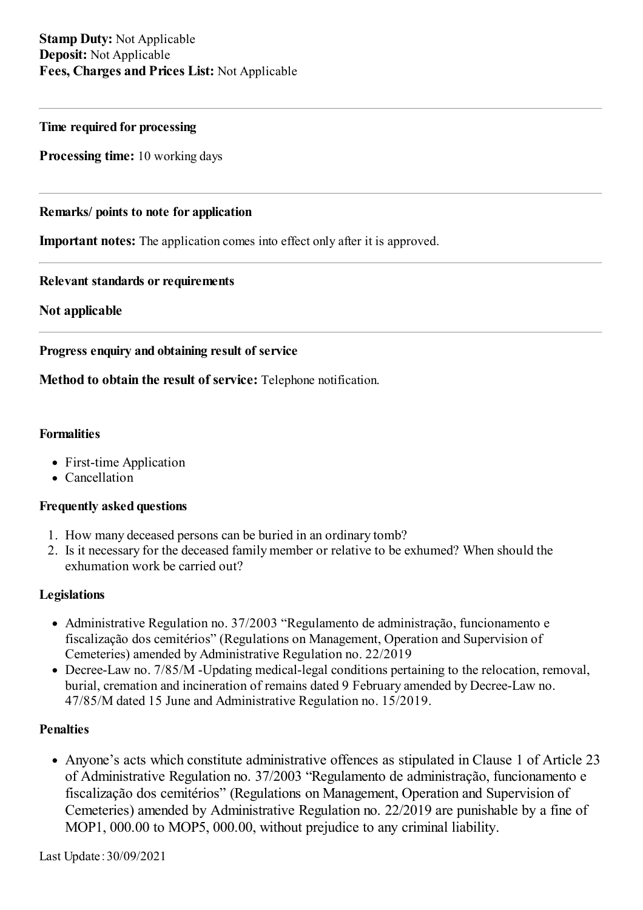**Stamp Duty:** Not Applicable
**Deposit:** Not Applicable
**Fees, Charges and Prices List:** Not Applicable

---

**Time required for processing**

**Processing time:** 10 working days

---

**Remarks/ points to note for application**

**Important notes:** The application comes into effect only after it is approved.

---

**Relevant standards or requirements**

**Not applicable**

---

**Progress enquiry and obtaining result of service**

**Method to obtain the result of service:** Telephone notification.

**Formalities**

- First-time Application
- Cancellation

**Frequently asked questions**

1. How many deceased persons can be buried in an ordinary tomb?
2. Is it necessary for the deceased family member or relative to be exhumed? When should the exhumation work be carried out?

**Legislations**

- Administrative Regulation no. 37/2003 "Regulamento de administração, funcionamento e fiscalização dos cemitérios" (Regulations on Management, Operation and Supervision of Cemeteries) amended by Administrative Regulation no. 22/2019
- Decree-Law no. 7/85/M -Updating medical-legal conditions pertaining to the relocation, removal, burial, cremation and incineration of remains dated 9 February amended by Decree-Law no. 47/85/M dated 15 June and Administrative Regulation no. 15/2019.

**Penalties**

- Anyone's acts which constitute administrative offences as stipulated in Clause 1 of Article 23 of Administrative Regulation no. 37/2003 "Regulamento de administração, funcionamento e fiscalização dos cemitérios" (Regulations on Management, Operation and Supervision of Cemeteries) amended by Administrative Regulation no. 22/2019 are punishable by a fine of MOP1, 000.00 to MOP5, 000.00, without prejudice to any criminal liability.

Last Update: 30/09/2021